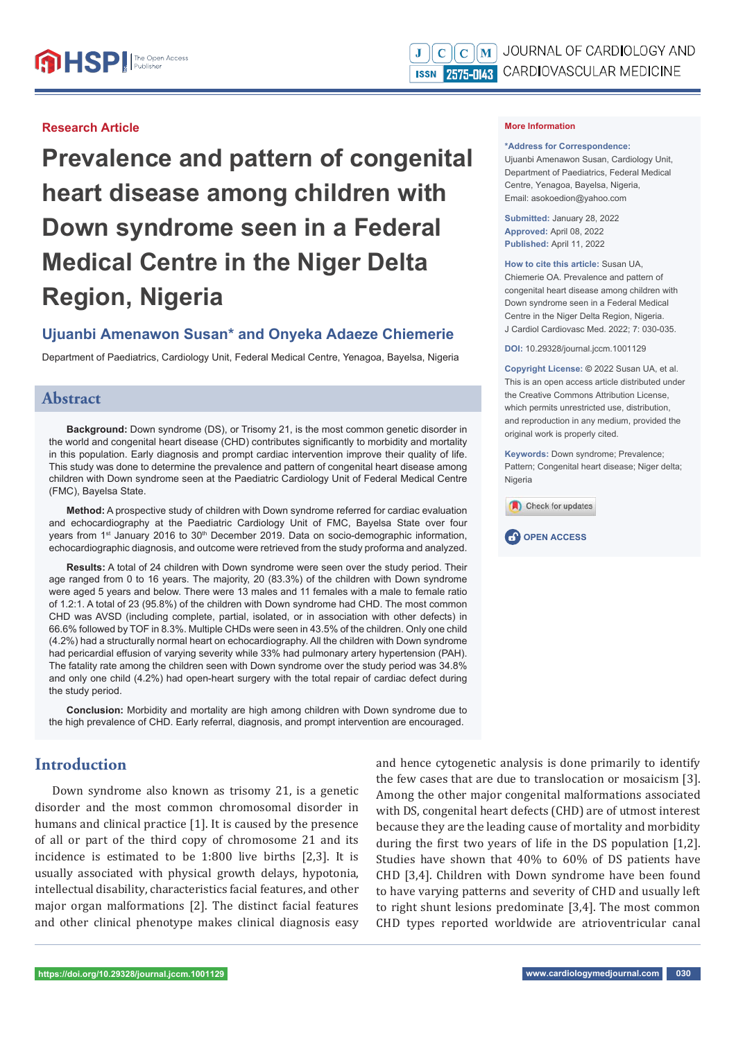Research Article

# Prevalence and pattern of congenital heart disease among children with Down syndrome seen in a Federal Medical Centre in the Niger Delta Region, Nigeria

**Ujuanbi Amenawon Susan* and Onyeka Adaeze Chiemerie**

Department of Paediatrics, Cardiology Unit, Federal Medical Centre, Yenagoa, Bayelsa, Nigeria

**More Information**

***Address for Correspondence:** Ujuanbi Amenawon Susan, Cardiology Unit, Department of Paediatrics, Federal Medical Centre, Yenagoa, Bayelsa, Nigeria, Email: asokoedion@yahoo.com

**Submitted:** January 28, 2022
**Approved:** April 08, 2022
**Published:** April 11, 2022

**How to cite this article:** Susan UA, Chiemerie OA. Prevalence and pattern of congenital heart disease among children with Down syndrome seen in a Federal Medical Centre in the Niger Delta Region, Nigeria. J Cardiol Cardiovasc Med. 2022; 7: 030-035.

**DOI:** 10.29328/journal.jccm.1001129

**Copyright License:** © 2022 Susan UA, et al. This is an open access article distributed under the Creative Commons Attribution License, which permits unrestricted use, distribution, and reproduction in any medium, provided the original work is properly cited.

**Keywords:** Down syndrome; Prevalence; Pattern; Congenital heart disease; Niger delta; Nigeria

## Abstract

**Background:** Down syndrome (DS), or Trisomy 21, is the most common genetic disorder in the world and congenital heart disease (CHD) contributes significantly to morbidity and mortality in this population. Early diagnosis and prompt cardiac intervention improve their quality of life. This study was done to determine the prevalence and pattern of congenital heart disease among children with Down syndrome seen at the Paediatric Cardiology Unit of Federal Medical Centre (FMC), Bayelsa State.

**Method:** A prospective study of children with Down syndrome referred for cardiac evaluation and echocardiography at the Paediatric Cardiology Unit of FMC, Bayelsa State over four years from 1st January 2016 to 30th December 2019. Data on socio-demographic information, echocardiographic diagnosis, and outcome were retrieved from the study proforma and analyzed.

**Results:** A total of 24 children with Down syndrome were seen over the study period. Their age ranged from 0 to 16 years. The majority, 20 (83.3%) of the children with Down syndrome were aged 5 years and below. There were 13 males and 11 females with a male to female ratio of 1.2:1. A total of 23 (95.8%) of the children with Down syndrome had CHD. The most common CHD was AVSD (including complete, partial, isolated, or in association with other defects) in 66.6% followed by TOF in 8.3%. Multiple CHDs were seen in 43.5% of the children. Only one child (4.2%) had a structurally normal heart on echocardiography. All the children with Down syndrome had pericardial effusion of varying severity while 33% had pulmonary artery hypertension (PAH). The fatality rate among the children seen with Down syndrome over the study period was 34.8% and only one child (4.2%) had open-heart surgery with the total repair of cardiac defect during the study period.

**Conclusion:** Morbidity and mortality are high among children with Down syndrome due to the high prevalence of CHD. Early referral, diagnosis, and prompt intervention are encouraged.

## Introduction

Down syndrome also known as trisomy 21, is a genetic disorder and the most common chromosomal disorder in humans and clinical practice [1]. It is caused by the presence of all or part of the third copy of chromosome 21 and its incidence is estimated to be 1:800 live births [2,3]. It is usually associated with physical growth delays, hypotonia, intellectual disability, characteristics facial features, and other major organ malformations [2]. The distinct facial features and other clinical phenotype makes clinical diagnosis easy and hence cytogenetic analysis is done primarily to identify the few cases that are due to translocation or mosaicism [3]. Among the other major congenital malformations associated with DS, congenital heart defects (CHD) are of utmost interest because they are the leading cause of mortality and morbidity during the first two years of life in the DS population [1,2]. Studies have shown that 40% to 60% of DS patients have CHD [3,4]. Children with Down syndrome have been found to have varying patterns and severity of CHD and usually left to right shunt lesions predominate [3,4]. The most common CHD types reported worldwide are atrioventricular canal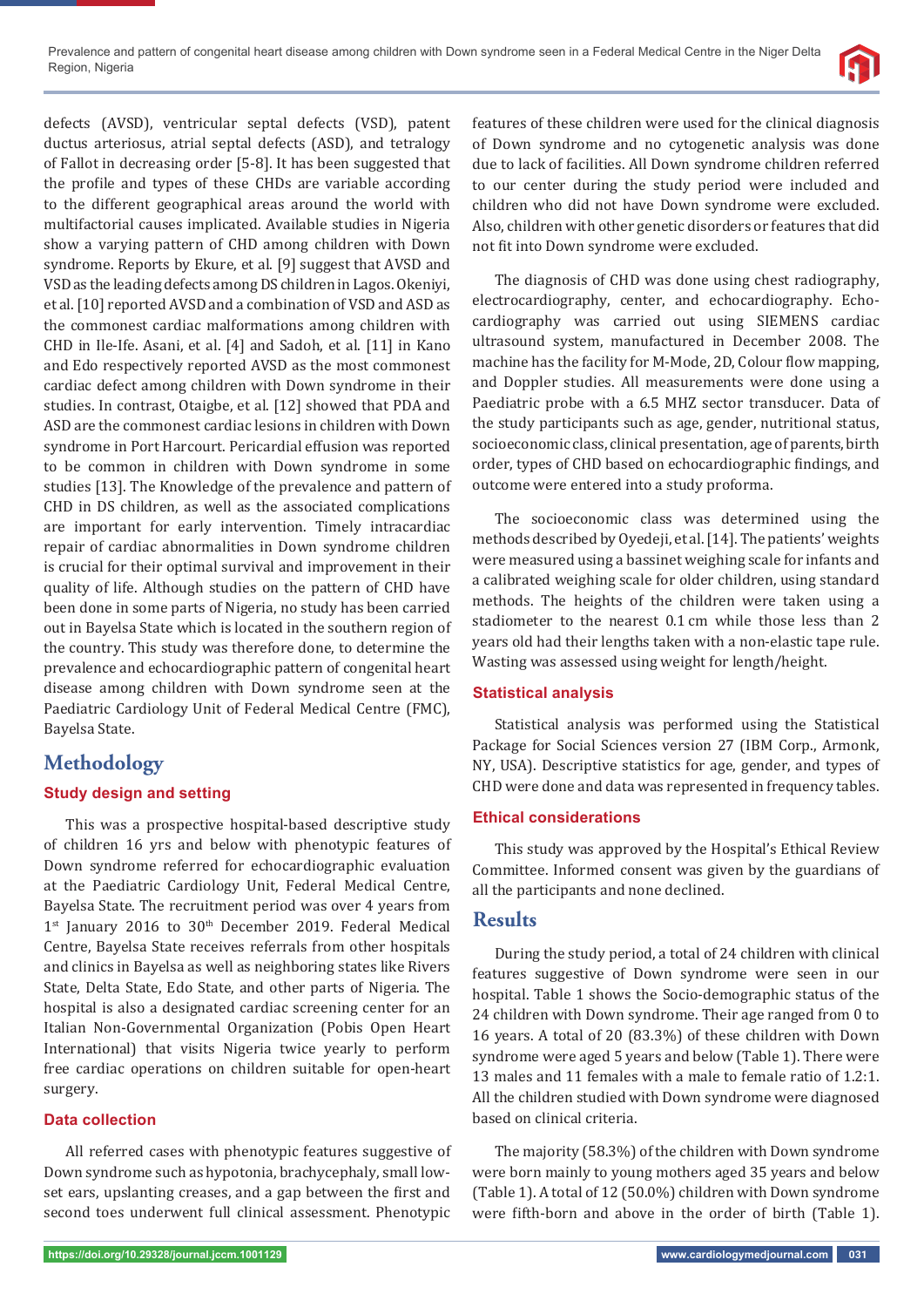defects (AVSD), ventricular septal defects (VSD), patent ductus arteriosus, atrial septal defects (ASD), and tetralogy of Fallot in decreasing order [5-8]. It has been suggested that the profile and types of these CHDs are variable according to the different geographical areas around the world with multifactorial causes implicated. Available studies in Nigeria show a varying pattern of CHD among children with Down syndrome. Reports by Ekure, et al. [9] suggest that AVSD and VSD as the leading defects among DS children in Lagos. Okeniyi, et al. [10] reported AVSD and a combination of VSD and ASD as the commonest cardiac malformations among children with CHD in Ile-Ife. Asani, et al. [4] and Sadoh, et al. [11] in Kano and Edo respectively reported AVSD as the most commonest cardiac defect among children with Down syndrome in their studies. In contrast, Otaigbe, et al. [12] showed that PDA and ASD are the commonest cardiac lesions in children with Down syndrome in Port Harcourt. Pericardial effusion was reported to be common in children with Down syndrome in some studies [13]. The Knowledge of the prevalence and pattern of CHD in DS children, as well as the associated complications are important for early intervention. Timely intracardiac repair of cardiac abnormalities in Down syndrome children is crucial for their optimal survival and improvement in their quality of life. Although studies on the pattern of CHD have been done in some parts of Nigeria, no study has been carried out in Bayelsa State which is located in the southern region of the country. This study was therefore done, to determine the prevalence and echocardiographic pattern of congenital heart disease among children with Down syndrome seen at the Paediatric Cardiology Unit of Federal Medical Centre (FMC), Bayelsa State.

# Methodology

## Study design and setting

This was a prospective hospital-based descriptive study of children 16 yrs and below with phenotypic features of Down syndrome referred for echocardiographic evaluation at the Paediatric Cardiology Unit, Federal Medical Centre, Bayelsa State. The recruitment period was over 4 years from 1st January 2016 to 30th December 2019. Federal Medical Centre, Bayelsa State receives referrals from other hospitals and clinics in Bayelsa as well as neighboring states like Rivers State, Delta State, Edo State, and other parts of Nigeria. The hospital is also a designated cardiac screening center for an Italian Non-Governmental Organization (Pobis Open Heart International) that visits Nigeria twice yearly to perform free cardiac operations on children suitable for open-heart surgery.

## Data collection

All referred cases with phenotypic features suggestive of Down syndrome such as hypotonia, brachycephaly, small low-set ears, upslanting creases, and a gap between the first and second toes underwent full clinical assessment. Phenotypic features of these children were used for the clinical diagnosis of Down syndrome and no cytogenetic analysis was done due to lack of facilities. All Down syndrome children referred to our center during the study period were included and children who did not have Down syndrome were excluded. Also, children with other genetic disorders or features that did not fit into Down syndrome were excluded.

The diagnosis of CHD was done using chest radiography, electrocardiography, center, and echocardiography. Echocardiography was carried out using SIEMENS cardiac ultrasound system, manufactured in December 2008. The machine has the facility for M-Mode, 2D, Colour flow mapping, and Doppler studies. All measurements were done using a Paediatric probe with a 6.5 MHZ sector transducer. Data of the study participants such as age, gender, nutritional status, socioeconomic class, clinical presentation, age of parents, birth order, types of CHD based on echocardiographic findings, and outcome were entered into a study proforma.

The socioeconomic class was determined using the methods described by Oyedeji, et al. [14]. The patients' weights were measured using a bassinet weighing scale for infants and a calibrated weighing scale for older children, using standard methods. The heights of the children were taken using a stadiometer to the nearest 0.1 cm while those less than 2 years old had their lengths taken with a non-elastic tape rule. Wasting was assessed using weight for length/height.

## Statistical analysis

Statistical analysis was performed using the Statistical Package for Social Sciences version 27 (IBM Corp., Armonk, NY, USA). Descriptive statistics for age, gender, and types of CHD were done and data was represented in frequency tables.

## Ethical considerations

This study was approved by the Hospital's Ethical Review Committee. Informed consent was given by the guardians of all the participants and none declined.

# Results

During the study period, a total of 24 children with clinical features suggestive of Down syndrome were seen in our hospital. Table 1 shows the Socio-demographic status of the 24 children with Down syndrome. Their age ranged from 0 to 16 years. A total of 20 (83.3%) of these children with Down syndrome were aged 5 years and below (Table 1). There were 13 males and 11 females with a male to female ratio of 1.2:1. All the children studied with Down syndrome were diagnosed based on clinical criteria.

The majority (58.3%) of the children with Down syndrome were born mainly to young mothers aged 35 years and below (Table 1). A total of 12 (50.0%) children with Down syndrome were fifth-born and above in the order of birth (Table 1).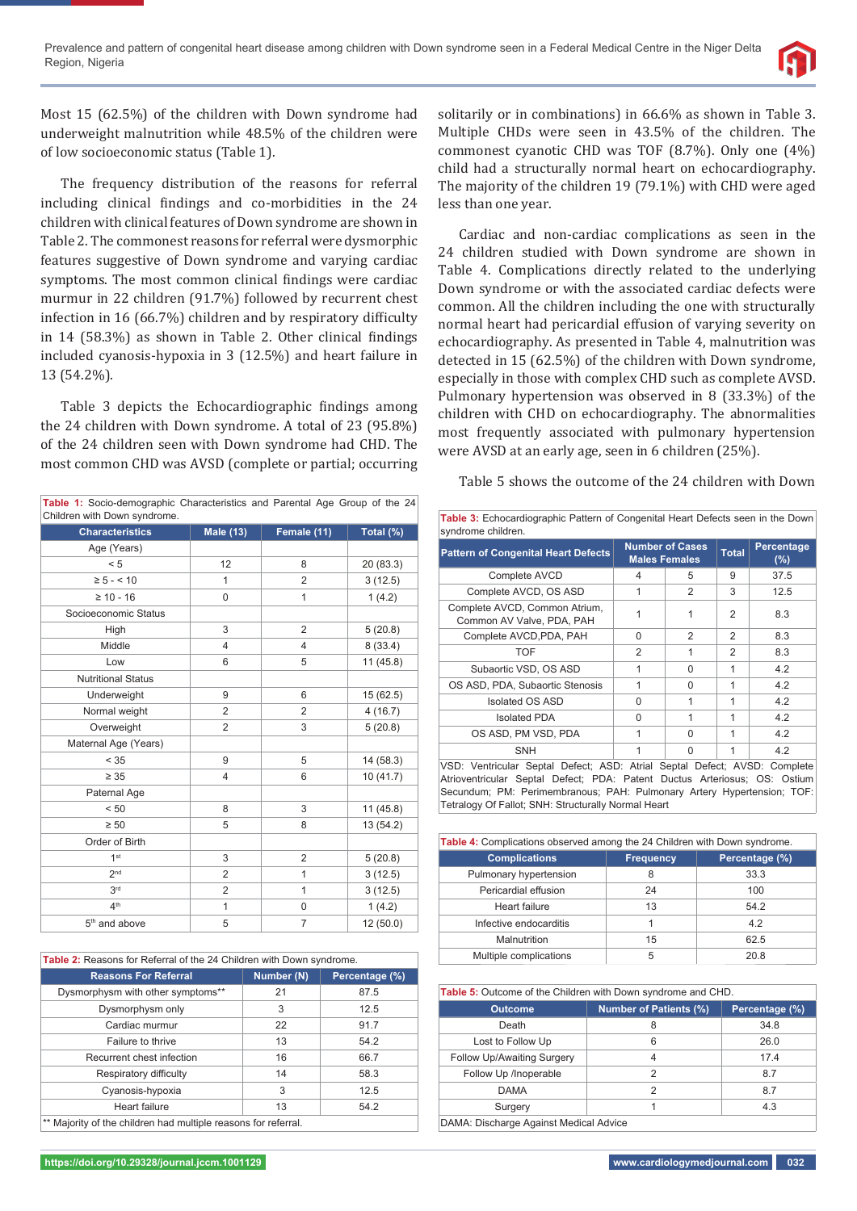Most 15 (62.5%) of the children with Down syndrome had underweight malnutrition while 48.5% of the children were of low socioeconomic status (Table 1).

The frequency distribution of the reasons for referral including clinical findings and co-morbidities in the 24 children with clinical features of Down syndrome are shown in Table 2. The commonest reasons for referral were dysmorphic features suggestive of Down syndrome and varying cardiac symptoms. The most common clinical findings were cardiac murmur in 22 children (91.7%) followed by recurrent chest infection in 16 (66.7%) children and by respiratory difficulty in 14 (58.3%) as shown in Table 2. Other clinical findings included cyanosis-hypoxia in 3 (12.5%) and heart failure in 13 (54.2%).

Table 3 depicts the Echocardiographic findings among the 24 children with Down syndrome. A total of 23 (95.8%) of the 24 children seen with Down syndrome had CHD. The most common CHD was AVSD (complete or partial; occurring solitarily or in combinations) in 66.6% as shown in Table 3. Multiple CHDs were seen in 43.5% of the children. The commonest cyanotic CHD was TOF (8.7%). Only one (4%) child had a structurally normal heart on echocardiography. The majority of the children 19 (79.1%) with CHD were aged less than one year.

Cardiac and non-cardiac complications as seen in the 24 children studied with Down syndrome are shown in Table 4. Complications directly related to the underlying Down syndrome or with the associated cardiac defects were common. All the children including the one with structurally normal heart had pericardial effusion of varying severity on echocardiography. As presented in Table 4, malnutrition was detected in 15 (62.5%) of the children with Down syndrome, especially in those with complex CHD such as complete AVSD. Pulmonary hypertension was observed in 8 (33.3%) of the children with CHD on echocardiography. The abnormalities most frequently associated with pulmonary hypertension were AVSD at an early age, seen in 6 children (25%).

Table 5 shows the outcome of the 24 children with Down

**Table 1:** Socio-demographic Characteristics and Parental Age Group of the 24 Children with Down syndrome.

| Characteristics | Male (13) | Female (11) | Total (%) |
|---|---|---|---|
| Age (Years) | | | |
| < 5 | 12 | 8 | 20 (83.3) |
| ≥ 5 - < 10 | 1 | 2 | 3 (12.5) |
| ≥ 10 - 16 | 0 | 1 | 1 (4.2) |
| Socioeconomic Status | | | |
| High | 3 | 2 | 5 (20.8) |
| Middle | 4 | 4 | 8 (33.4) |
| Low | 6 | 5 | 11 (45.8) |
| Nutritional Status | | | |
| Underweight | 9 | 6 | 15 (62.5) |
| Normal weight | 2 | 2 | 4 (16.7) |
| Overweight | 2 | 3 | 5 (20.8) |
| Maternal Age (Years) | | | |
| < 35 | 9 | 5 | 14 (58.3) |
| ≥ 35 | 4 | 6 | 10 (41.7) |
| Paternal Age | | | |
| < 50 | 8 | 3 | 11 (45.8) |
| ≥ 50 | 5 | 8 | 13 (54.2) |
| Order of Birth | | | |
| 1st | 3 | 2 | 5 (20.8) |
| 2nd | 2 | 1 | 3 (12.5) |
| 3rd | 2 | 1 | 3 (12.5) |
| 4th | 1 | 0 | 1 (4.2) |
| 5th and above | 5 | 7 | 12 (50.0) |

**Table 2:** Reasons for Referral of the 24 Children with Down syndrome.

| Reasons For Referral | Number (N) | Percentage (%) |
|---|---|---|
| Dysmorphysm with other symptoms** | 21 | 87.5 |
| Dysmorphysm only | 3 | 12.5 |
| Cardiac murmur | 22 | 91.7 |
| Failure to thrive | 13 | 54.2 |
| Recurrent chest infection | 16 | 66.7 |
| Respiratory difficulty | 14 | 58.3 |
| Cyanosis-hypoxia | 3 | 12.5 |
| Heart failure | 13 | 54.2 |

** Majority of the children had multiple reasons for referral.

**Table 3:** Echocardiographic Pattern of Congenital Heart Defects seen in the Down syndrome children.

| Pattern of Congenital Heart Defects | Number of Cases Males | Females | Total | Percentage (%) |
|---|---|---|---|---|
| Complete AVCD | 4 | 5 | 9 | 37.5 |
| Complete AVCD, OS ASD | 1 | 2 | 3 | 12.5 |
| Complete AVCD, Common Atrium, Common AV Valve, PDA, PAH | 1 | 1 | 2 | 8.3 |
| Complete AVCD,PDA, PAH | 0 | 2 | 2 | 8.3 |
| TOF | 2 | 1 | 2 | 8.3 |
| Subaortic VSD, OS ASD | 1 | 0 | 1 | 4.2 |
| OS ASD, PDA, Subaortic Stenosis | 1 | 0 | 1 | 4.2 |
| Isolated OS ASD | 0 | 1 | 1 | 4.2 |
| Isolated PDA | 0 | 1 | 1 | 4.2 |
| OS ASD, PM VSD, PDA | 1 | 0 | 1 | 4.2 |
| SNH | 1 | 0 | 1 | 4.2 |

VSD: Ventricular Septal Defect; ASD: Atrial Septal Defect; AVSD: Complete Atrioventricular Septal Defect; PDA: Patent Ductus Arteriosus; OS: Ostium Secundum; PM: Perimembranous; PAH: Pulmonary Artery Hypertension; TOF: Tetralogy Of Fallot; SNH: Structurally Normal Heart

**Table 4:** Complications observed among the 24 Children with Down syndrome.

| Complications | Frequency | Percentage (%) |
|---|---|---|
| Pulmonary hypertension | 8 | 33.3 |
| Pericardial effusion | 24 | 100 |
| Heart failure | 13 | 54.2 |
| Infective endocarditis | 1 | 4.2 |
| Malnutrition | 15 | 62.5 |
| Multiple complications | 5 | 20.8 |

**Table 5:** Outcome of the Children with Down syndrome and CHD.

| Outcome | Number of Patients (%) | Percentage (%) |
|---|---|---|
| Death | 8 | 34.8 |
| Lost to Follow Up | 6 | 26.0 |
| Follow Up/Awaiting Surgery | 4 | 17.4 |
| Follow Up /Inoperable | 2 | 8.7 |
| DAMA | 2 | 8.7 |
| Surgery | 1 | 4.3 |

DAMA: Discharge Against Medical Advice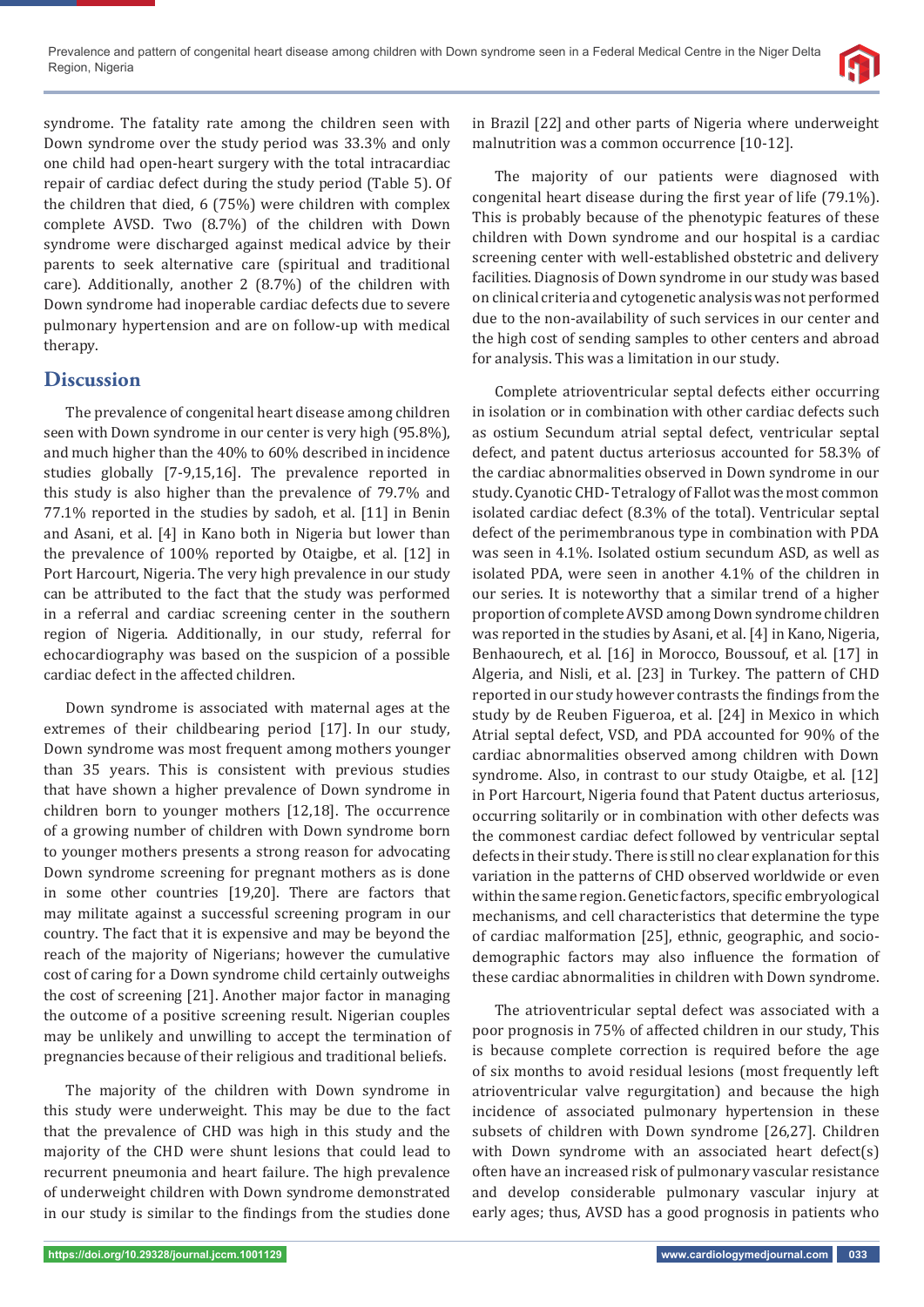syndrome. The fatality rate among the children seen with Down syndrome over the study period was 33.3% and only one child had open-heart surgery with the total intracardiac repair of cardiac defect during the study period (Table 5). Of the children that died, 6 (75%) were children with complex complete AVSD. Two (8.7%) of the children with Down syndrome were discharged against medical advice by their parents to seek alternative care (spiritual and traditional care). Additionally, another 2 (8.7%) of the children with Down syndrome had inoperable cardiac defects due to severe pulmonary hypertension and are on follow-up with medical therapy.

## Discussion

The prevalence of congenital heart disease among children seen with Down syndrome in our center is very high (95.8%), and much higher than the 40% to 60% described in incidence studies globally [7-9,15,16]. The prevalence reported in this study is also higher than the prevalence of 79.7% and 77.1% reported in the studies by sadoh, et al. [11] in Benin and Asani, et al. [4] in Kano both in Nigeria but lower than the prevalence of 100% reported by Otaigbe, et al. [12] in Port Harcourt, Nigeria. The very high prevalence in our study can be attributed to the fact that the study was performed in a referral and cardiac screening center in the southern region of Nigeria. Additionally, in our study, referral for echocardiography was based on the suspicion of a possible cardiac defect in the affected children.

Down syndrome is associated with maternal ages at the extremes of their childbearing period [17]. In our study, Down syndrome was most frequent among mothers younger than 35 years. This is consistent with previous studies that have shown a higher prevalence of Down syndrome in children born to younger mothers [12,18]. The occurrence of a growing number of children with Down syndrome born to younger mothers presents a strong reason for advocating Down syndrome screening for pregnant mothers as is done in some other countries [19,20]. There are factors that may militate against a successful screening program in our country. The fact that it is expensive and may be beyond the reach of the majority of Nigerians; however the cumulative cost of caring for a Down syndrome child certainly outweighs the cost of screening [21]. Another major factor in managing the outcome of a positive screening result. Nigerian couples may be unlikely and unwilling to accept the termination of pregnancies because of their religious and traditional beliefs.

The majority of the children with Down syndrome in this study were underweight. This may be due to the fact that the prevalence of CHD was high in this study and the majority of the CHD were shunt lesions that could lead to recurrent pneumonia and heart failure. The high prevalence of underweight children with Down syndrome demonstrated in our study is similar to the findings from the studies done in Brazil [22] and other parts of Nigeria where underweight malnutrition was a common occurrence [10-12].

The majority of our patients were diagnosed with congenital heart disease during the first year of life (79.1%). This is probably because of the phenotypic features of these children with Down syndrome and our hospital is a cardiac screening center with well-established obstetric and delivery facilities. Diagnosis of Down syndrome in our study was based on clinical criteria and cytogenetic analysis was not performed due to the non-availability of such services in our center and the high cost of sending samples to other centers and abroad for analysis. This was a limitation in our study.

Complete atrioventricular septal defects either occurring in isolation or in combination with other cardiac defects such as ostium Secundum atrial septal defect, ventricular septal defect, and patent ductus arteriosus accounted for 58.3% of the cardiac abnormalities observed in Down syndrome in our study. Cyanotic CHD- Tetralogy of Fallot was the most common isolated cardiac defect (8.3% of the total). Ventricular septal defect of the perimembranous type in combination with PDA was seen in 4.1%. Isolated ostium secundum ASD, as well as isolated PDA, were seen in another 4.1% of the children in our series. It is noteworthy that a similar trend of a higher proportion of complete AVSD among Down syndrome children was reported in the studies by Asani, et al. [4] in Kano, Nigeria, Benhaourech, et al. [16] in Morocco, Boussouf, et al. [17] in Algeria, and Nisli, et al. [23] in Turkey. The pattern of CHD reported in our study however contrasts the findings from the study by de Reuben Figueroa, et al. [24] in Mexico in which Atrial septal defect, VSD, and PDA accounted for 90% of the cardiac abnormalities observed among children with Down syndrome. Also, in contrast to our study Otaigbe, et al. [12] in Port Harcourt, Nigeria found that Patent ductus arteriosus, occurring solitarily or in combination with other defects was the commonest cardiac defect followed by ventricular septal defects in their study. There is still no clear explanation for this variation in the patterns of CHD observed worldwide or even within the same region. Genetic factors, specific embryological mechanisms, and cell characteristics that determine the type of cardiac malformation [25], ethnic, geographic, and socio-demographic factors may also influence the formation of these cardiac abnormalities in children with Down syndrome.

The atrioventricular septal defect was associated with a poor prognosis in 75% of affected children in our study, This is because complete correction is required before the age of six months to avoid residual lesions (most frequently left atrioventricular valve regurgitation) and because the high incidence of associated pulmonary hypertension in these subsets of children with Down syndrome [26,27]. Children with Down syndrome with an associated heart defect(s) often have an increased risk of pulmonary vascular resistance and develop considerable pulmonary vascular injury at early ages; thus, AVSD has a good prognosis in patients who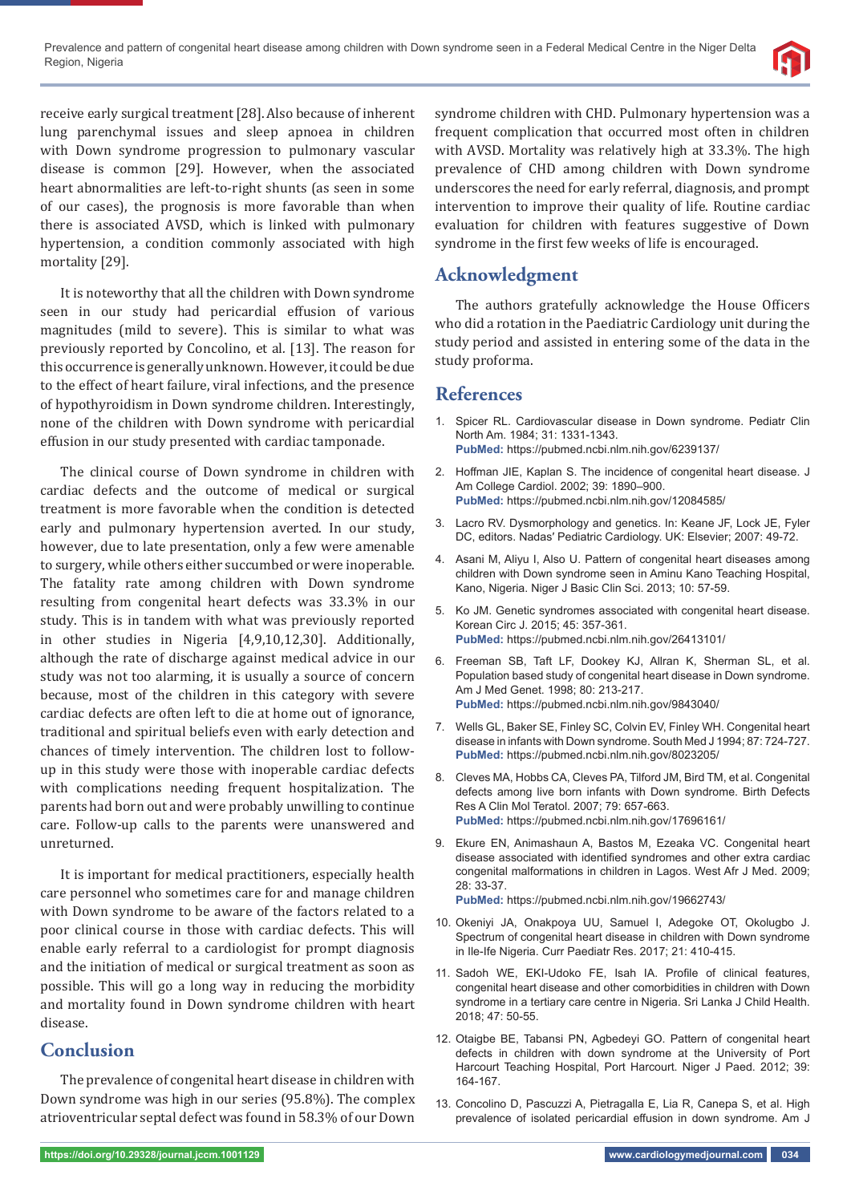receive early surgical treatment [28]. Also because of inherent lung parenchymal issues and sleep apnoea in children with Down syndrome progression to pulmonary vascular disease is common [29]. However, when the associated heart abnormalities are left-to-right shunts (as seen in some of our cases), the prognosis is more favorable than when there is associated AVSD, which is linked with pulmonary hypertension, a condition commonly associated with high mortality [29].

It is noteworthy that all the children with Down syndrome seen in our study had pericardial effusion of various magnitudes (mild to severe). This is similar to what was previously reported by Concolino, et al. [13]. The reason for this occurrence is generally unknown. However, it could be due to the effect of heart failure, viral infections, and the presence of hypothyroidism in Down syndrome children. Interestingly, none of the children with Down syndrome with pericardial effusion in our study presented with cardiac tamponade.

The clinical course of Down syndrome in children with cardiac defects and the outcome of medical or surgical treatment is more favorable when the condition is detected early and pulmonary hypertension averted. In our study, however, due to late presentation, only a few were amenable to surgery, while others either succumbed or were inoperable. The fatality rate among children with Down syndrome resulting from congenital heart defects was 33.3% in our study. This is in tandem with what was previously reported in other studies in Nigeria [4,9,10,12,30]. Additionally, although the rate of discharge against medical advice in our study was not too alarming, it is usually a source of concern because, most of the children in this category with severe cardiac defects are often left to die at home out of ignorance, traditional and spiritual beliefs even with early detection and chances of timely intervention. The children lost to follow-up in this study were those with inoperable cardiac defects with complications needing frequent hospitalization. The parents had born out and were probably unwilling to continue care. Follow-up calls to the parents were unanswered and unreturned.

It is important for medical practitioners, especially health care personnel who sometimes care for and manage children with Down syndrome to be aware of the factors related to a poor clinical course in those with cardiac defects. This will enable early referral to a cardiologist for prompt diagnosis and the initiation of medical or surgical treatment as soon as possible. This will go a long way in reducing the morbidity and mortality found in Down syndrome children with heart disease.

## Conclusion

The prevalence of congenital heart disease in children with Down syndrome was high in our series (95.8%). The complex atrioventricular septal defect was found in 58.3% of our Down syndrome children with CHD. Pulmonary hypertension was a frequent complication that occurred most often in children with AVSD. Mortality was relatively high at 33.3%. The high prevalence of CHD among children with Down syndrome underscores the need for early referral, diagnosis, and prompt intervention to improve their quality of life. Routine cardiac evaluation for children with features suggestive of Down syndrome in the first few weeks of life is encouraged.

## Acknowledgment

The authors gratefully acknowledge the House Officers who did a rotation in the Paediatric Cardiology unit during the study period and assisted in entering some of the data in the study proforma.

## References

1. Spicer RL. Cardiovascular disease in Down syndrome. Pediatr Clin North Am. 1984; 31: 1331-1343. **PubMed:** https://pubmed.ncbi.nlm.nih.gov/6239137/
2. Hoffman JIE, Kaplan S. The incidence of congenital heart disease. J Am College Cardiol. 2002; 39: 1890–900. **PubMed:** https://pubmed.ncbi.nlm.nih.gov/12084585/
3. Lacro RV. Dysmorphology and genetics. In: Keane JF, Lock JE, Fyler DC, editors. Nadas' Pediatric Cardiology. UK: Elsevier; 2007: 49-72.
4. Asani M, Aliyu I, Also U. Pattern of congenital heart diseases among children with Down syndrome seen in Aminu Kano Teaching Hospital, Kano, Nigeria. Niger J Basic Clin Sci. 2013; 10: 57-59.
5. Ko JM. Genetic syndromes associated with congenital heart disease. Korean Circ J. 2015; 45: 357-361. **PubMed:** https://pubmed.ncbi.nlm.nih.gov/26413101/
6. Freeman SB, Taft LF, Dookey KJ, Allran K, Sherman SL, et al. Population based study of congenital heart disease in Down syndrome. Am J Med Genet. 1998; 80: 213-217. **PubMed:** https://pubmed.ncbi.nlm.nih.gov/9843040/
7. Wells GL, Baker SE, Finley SC, Colvin EV, Finley WH. Congenital heart disease in infants with Down syndrome. South Med J 1994; 87: 724-727. **PubMed:** https://pubmed.ncbi.nlm.nih.gov/8023205/
8. Cleves MA, Hobbs CA, Cleves PA, Tilford JM, Bird TM, et al. Congenital defects among live born infants with Down syndrome. Birth Defects Res A Clin Mol Teratol. 2007; 79: 657-663. **PubMed:** https://pubmed.ncbi.nlm.nih.gov/17696161/
9. Ekure EN, Animashaun A, Bastos M, Ezeaka VC. Congenital heart disease associated with identified syndromes and other extra cardiac congenital malformations in children in Lagos. West Afr J Med. 2009; 28: 33-37. **PubMed:** https://pubmed.ncbi.nlm.nih.gov/19662743/
10. Okeniyi JA, Onakpoya UU, Samuel I, Adegoke OT, Okolugbo J. Spectrum of congenital heart disease in children with Down syndrome in Ile-Ife Nigeria. Curr Paediatr Res. 2017; 21: 410-415.
11. Sadoh WE, EKI-Udoko FE, Isah IA. Profile of clinical features, congenital heart disease and other comorbidities in children with Down syndrome in a tertiary care centre in Nigeria. Sri Lanka J Child Health. 2018; 47: 50-55.
12. Otaigbe BE, Tabansi PN, Agbedeyi GO. Pattern of congenital heart defects in children with down syndrome at the University of Port Harcourt Teaching Hospital, Port Harcourt. Niger J Paed. 2012; 39: 164-167.
13. Concolino D, Pascuzzi A, Pietragalla E, Lia R, Canepa S, et al. High prevalence of isolated pericardial effusion in down syndrome. Am J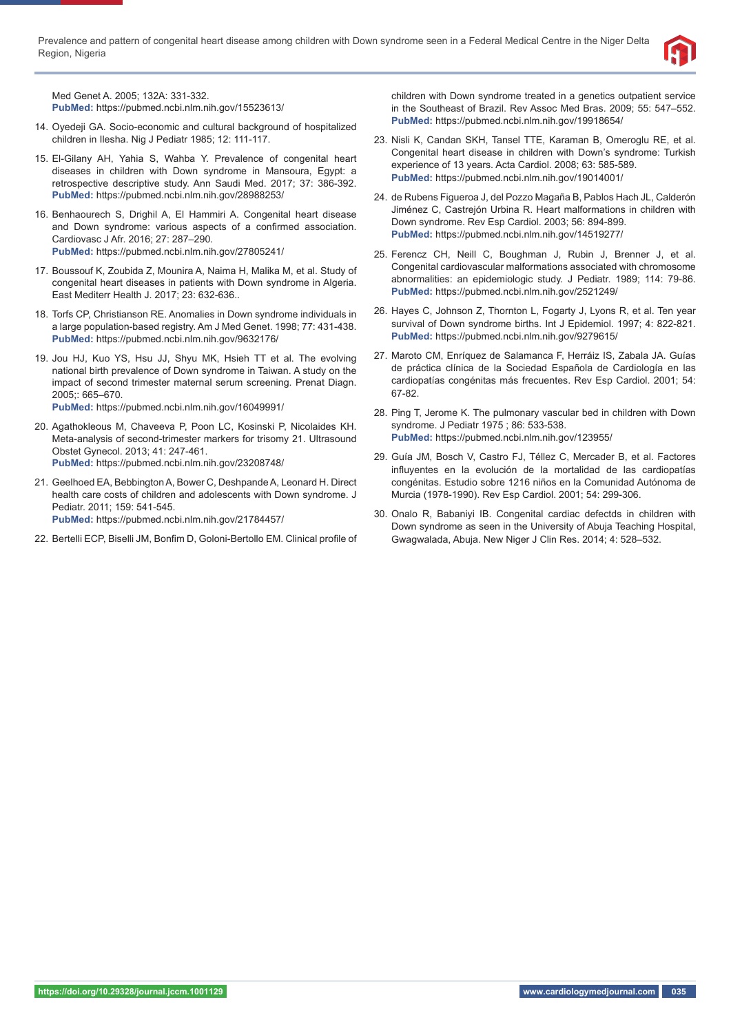Med Genet A. 2005; 132A: 331-332.
**PubMed:** https://pubmed.ncbi.nlm.nih.gov/15523613/

14. Oyedeji GA. Socio-economic and cultural background of hospitalized children in Ilesha. Nig J Pediatr 1985; 12: 111-117.

15. El-Gilany AH, Yahia S, Wahba Y. Prevalence of congenital heart diseases in children with Down syndrome in Mansoura, Egypt: a retrospective descriptive study. Ann Saudi Med. 2017; 37: 386-392.
**PubMed:** https://pubmed.ncbi.nlm.nih.gov/28988253/

16. Benhaourech S, Drighil A, El Hammiri A. Congenital heart disease and Down syndrome: various aspects of a confirmed association. Cardiovasc J Afr. 2016; 27: 287–290.
**PubMed:** https://pubmed.ncbi.nlm.nih.gov/27805241/

17. Boussouf K, Zoubida Z, Mounira A, Naima H, Malika M, et al. Study of congenital heart diseases in patients with Down syndrome in Algeria. East Mediterr Health J. 2017; 23: 632-636..

18. Torfs CP, Christianson RE. Anomalies in Down syndrome individuals in a large population-based registry. Am J Med Genet. 1998; 77: 431-438.
**PubMed:** https://pubmed.ncbi.nlm.nih.gov/9632176/

19. Jou HJ, Kuo YS, Hsu JJ, Shyu MK, Hsieh TT et al. The evolving national birth prevalence of Down syndrome in Taiwan. A study on the impact of second trimester maternal serum screening. Prenat Diagn. 2005;: 665–670.
**PubMed:** https://pubmed.ncbi.nlm.nih.gov/16049991/

20. Agathokleous M, Chaveeva P, Poon LC, Kosinski P, Nicolaides KH. Meta-analysis of second-trimester markers for trisomy 21. Ultrasound Obstet Gynecol. 2013; 41: 247-461.
**PubMed:** https://pubmed.ncbi.nlm.nih.gov/23208748/

21. Geelhoed EA, Bebbington A, Bower C, Deshpande A, Leonard H. Direct health care costs of children and adolescents with Down syndrome. J Pediatr. 2011; 159: 541-545.
**PubMed:** https://pubmed.ncbi.nlm.nih.gov/21784457/

22. Bertelli ECP, Biselli JM, Bonfim D, Goloni-Bertollo EM. Clinical profile of children with Down syndrome treated in a genetics outpatient service in the Southeast of Brazil. Rev Assoc Med Bras. 2009; 55: 547–552.
**PubMed:** https://pubmed.ncbi.nlm.nih.gov/19918654/

23. Nisli K, Candan SKH, Tansel TTE, Karaman B, Omeroglu RE, et al. Congenital heart disease in children with Down's syndrome: Turkish experience of 13 years. Acta Cardiol. 2008; 63: 585-589.
**PubMed:** https://pubmed.ncbi.nlm.nih.gov/19014001/

24. de Rubens Figueroa J, del Pozzo Magaña B, Pablos Hach JL, Calderón Jiménez C, Castrejón Urbina R. Heart malformations in children with Down syndrome. Rev Esp Cardiol. 2003; 56: 894-899.
**PubMed:** https://pubmed.ncbi.nlm.nih.gov/14519277/

25. Ferencz CH, Neill C, Boughman J, Rubin J, Brenner J, et al. Congenital cardiovascular malformations associated with chromosome abnormalities: an epidemiologic study. J Pediatr. 1989; 114: 79-86.
**PubMed:** https://pubmed.ncbi.nlm.nih.gov/2521249/

26. Hayes C, Johnson Z, Thornton L, Fogarty J, Lyons R, et al. Ten year survival of Down syndrome births. Int J Epidemiol. 1997; 4: 822-821.
**PubMed:** https://pubmed.ncbi.nlm.nih.gov/9279615/

27. Maroto CM, Enríquez de Salamanca F, Herráiz IS, Zabala JA. Guías de práctica clínica de la Sociedad Española de Cardiología en las cardiopatías congénitas más frecuentes. Rev Esp Cardiol. 2001; 54: 67-82.

28. Ping T, Jerome K. The pulmonary vascular bed in children with Down syndrome. J Pediatr 1975 ; 86: 533-538.
**PubMed:** https://pubmed.ncbi.nlm.nih.gov/123955/

29. Guía JM, Bosch V, Castro FJ, Téllez C, Mercader B, et al. Factores influyentes en la evolución de la mortalidad de las cardiopatías congénitas. Estudio sobre 1216 niños en la Comunidad Autónoma de Murcia (1978-1990). Rev Esp Cardiol. 2001; 54: 299-306.

30. Onalo R, Babaniyi IB. Congenital cardiac defectds in children with Down syndrome as seen in the University of Abuja Teaching Hospital, Gwagwalada, Abuja. New Niger J Clin Res. 2014; 4: 528–532.